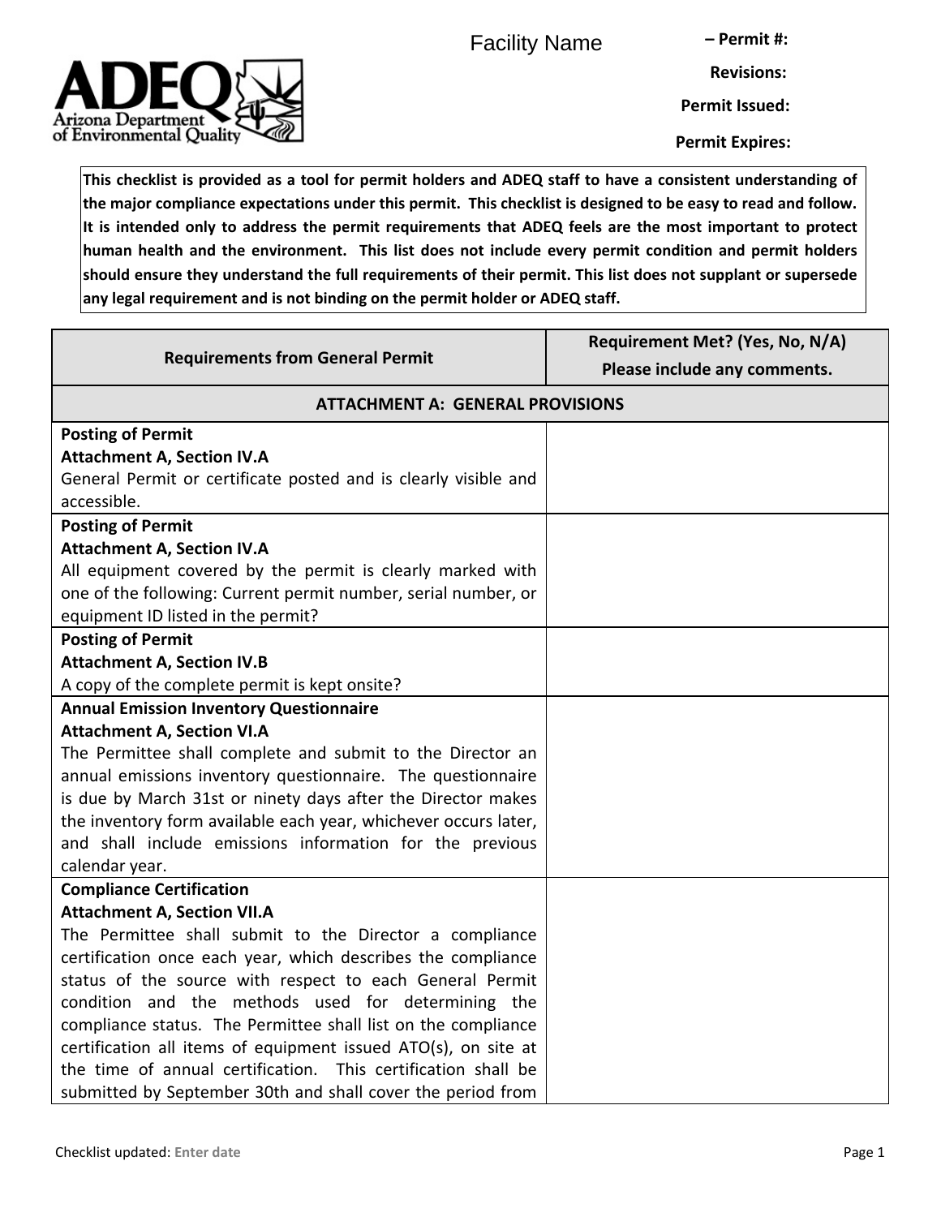Facility Name – Permit #:

Revisions:

Permit Issued:

Permit Expires:

**This checklist is provided as a tool for permit holders and ADEQ staff to have a consistent understanding of the major compliance expectations under this permit. This checklist is designed to be easy to read and follow. It is intended only to address the permit requirements that ADEQ feels are the most important to protect human health and the environment. This list does not include every permit condition and permit holders should ensure they understand the full requirements of their permit. This list does not supplant or supersede any legal requirement and is not binding on the permit holder or ADEQ staff.**

| Requirements from General Permit | Requirement Met? (Yes, No, N/A) Please include any comments. |
|---|---|
| **ATTACHMENT A: GENERAL PROVISIONS** | |
| **Posting of Permit** **Attachment A, Section IV.A** General Permit or certificate posted and is clearly visible and accessible. | |
| **Posting of Permit** **Attachment A, Section IV.A** All equipment covered by the permit is clearly marked with one of the following: Current permit number, serial number, or equipment ID listed in the permit? | |
| **Posting of Permit** **Attachment A, Section IV.B** A copy of the complete permit is kept onsite? | |
| **Annual Emission Inventory Questionnaire** **Attachment A, Section VI.A** The Permittee shall complete and submit to the Director an annual emissions inventory questionnaire. The questionnaire is due by March 31st or ninety days after the Director makes the inventory form available each year, whichever occurs later, and shall include emissions information for the previous calendar year. | |
| **Compliance Certification** **Attachment A, Section VII.A** The Permittee shall submit to the Director a compliance certification once each year, which describes the compliance status of the source with respect to each General Permit condition and the methods used for determining the compliance status. The Permittee shall list on the compliance certification all items of equipment issued ATO(s), on site at the time of annual certification. This certification shall be submitted by September 30th and shall cover the period from | |

Checklist updated: Enter date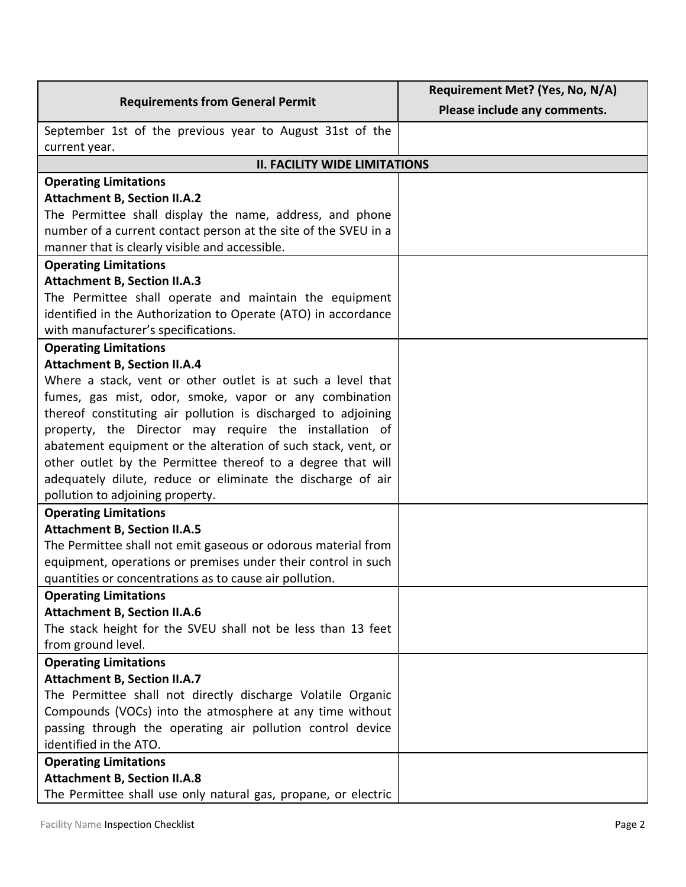| Requirements from General Permit | Requirement Met? (Yes, No, N/A) Please include any comments. |
| --- | --- |
| September 1st of the previous year to August 31st of the current year. | |
| **II. FACILITY WIDE LIMITATIONS** | |
| **Operating Limitations** **Attachment B, Section II.A.2** The Permittee shall display the name, address, and phone number of a current contact person at the site of the SVEU in a manner that is clearly visible and accessible. | |
| **Operating Limitations** **Attachment B, Section II.A.3** The Permittee shall operate and maintain the equipment identified in the Authorization to Operate (ATO) in accordance with manufacturer's specifications. | |
| **Operating Limitations** **Attachment B, Section II.A.4** Where a stack, vent or other outlet is at such a level that fumes, gas mist, odor, smoke, vapor or any combination thereof constituting air pollution is discharged to adjoining property, the Director may require the installation of abatement equipment or the alteration of such stack, vent, or other outlet by the Permittee thereof to a degree that will adequately dilute, reduce or eliminate the discharge of air pollution to adjoining property. | |
| **Operating Limitations** **Attachment B, Section II.A.5** The Permittee shall not emit gaseous or odorous material from equipment, operations or premises under their control in such quantities or concentrations as to cause air pollution. | |
| **Operating Limitations** **Attachment B, Section II.A.6** The stack height for the SVEU shall not be less than 13 feet from ground level. | |
| **Operating Limitations** **Attachment B, Section II.A.7** The Permittee shall not directly discharge Volatile Organic Compounds (VOCs) into the atmosphere at any time without passing through the operating air pollution control device identified in the ATO. | |
| **Operating Limitations** **Attachment B, Section II.A.8** The Permittee shall use only natural gas, propane, or electric | |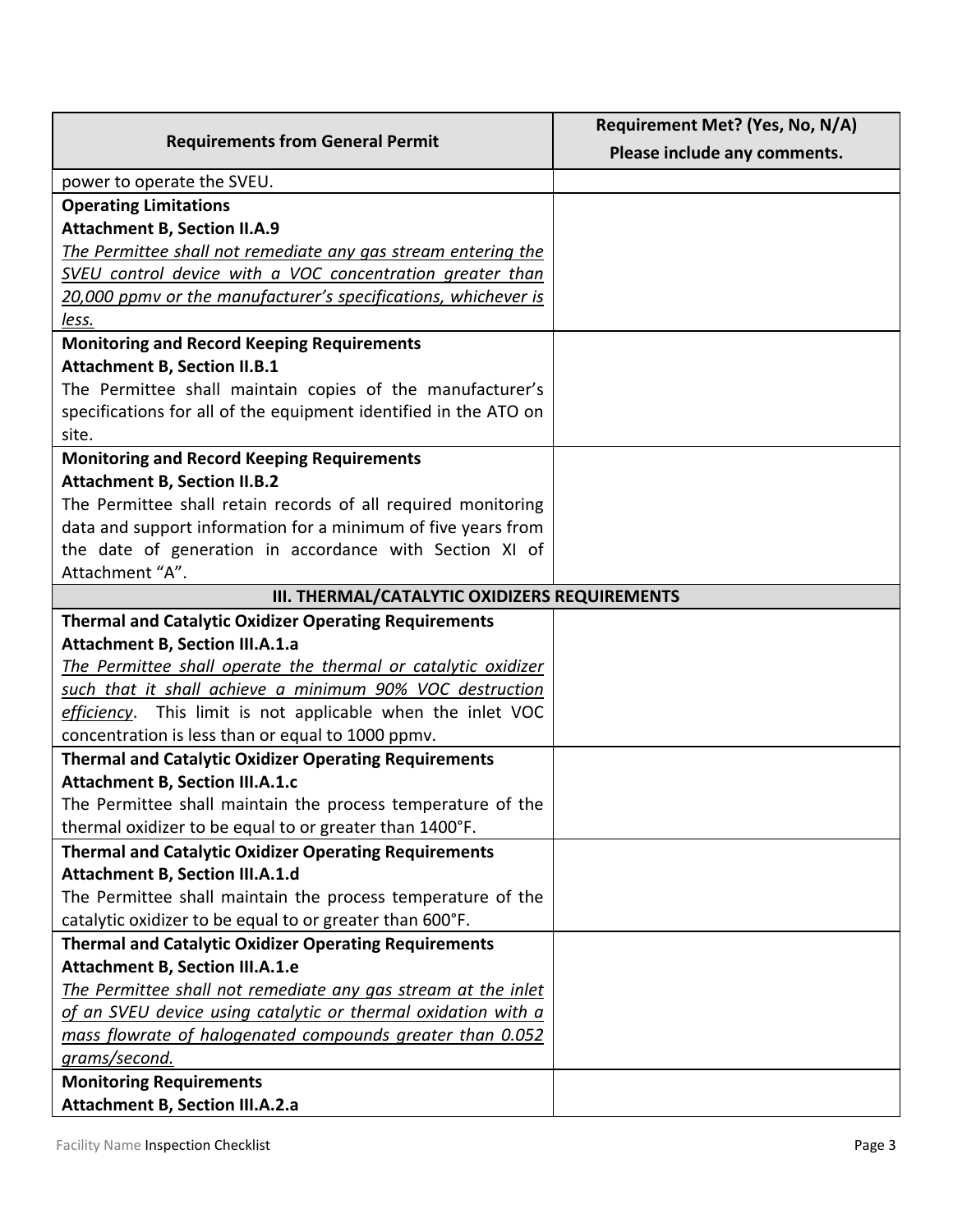| Requirements from General Permit | Requirement Met? (Yes, No, N/A) Please include any comments. |
|---|---|
| power to operate the SVEU. | |
| **Operating Limitations**<br>**Attachment B, Section II.A.9**<br>_The Permittee shall not remediate any gas stream entering the SVEU control device with a VOC concentration greater than 20,000 ppmv or the manufacturer's specifications, whichever is less._ | |
| **Monitoring and Record Keeping Requirements**<br>**Attachment B, Section II.B.1**<br>The Permittee shall maintain copies of the manufacturer's specifications for all of the equipment identified in the ATO on site. | |
| **Monitoring and Record Keeping Requirements**<br>**Attachment B, Section II.B.2**<br>The Permittee shall retain records of all required monitoring data and support information for a minimum of five years from the date of generation in accordance with Section XI of Attachment "A". | |
| **III. THERMAL/CATALYTIC OXIDIZERS REQUIREMENTS** | |
| **Thermal and Catalytic Oxidizer Operating Requirements**<br>**Attachment B, Section III.A.1.a**<br>_The Permittee shall operate the thermal or catalytic oxidizer such that it shall achieve a minimum 90% VOC destruction efficiency_. This limit is not applicable when the inlet VOC concentration is less than or equal to 1000 ppmv. | |
| **Thermal and Catalytic Oxidizer Operating Requirements**<br>**Attachment B, Section III.A.1.c**<br>The Permittee shall maintain the process temperature of the thermal oxidizer to be equal to or greater than 1400°F. | |
| **Thermal and Catalytic Oxidizer Operating Requirements**<br>**Attachment B, Section III.A.1.d**<br>The Permittee shall maintain the process temperature of the catalytic oxidizer to be equal to or greater than 600°F. | |
| **Thermal and Catalytic Oxidizer Operating Requirements**<br>**Attachment B, Section III.A.1.e**<br>_The Permittee shall not remediate any gas stream at the inlet of an SVEU device using catalytic or thermal oxidation with a mass flowrate of halogenated compounds greater than 0.052 grams/second._ | |
| **Monitoring Requirements**<br>**Attachment B, Section III.A.2.a** | |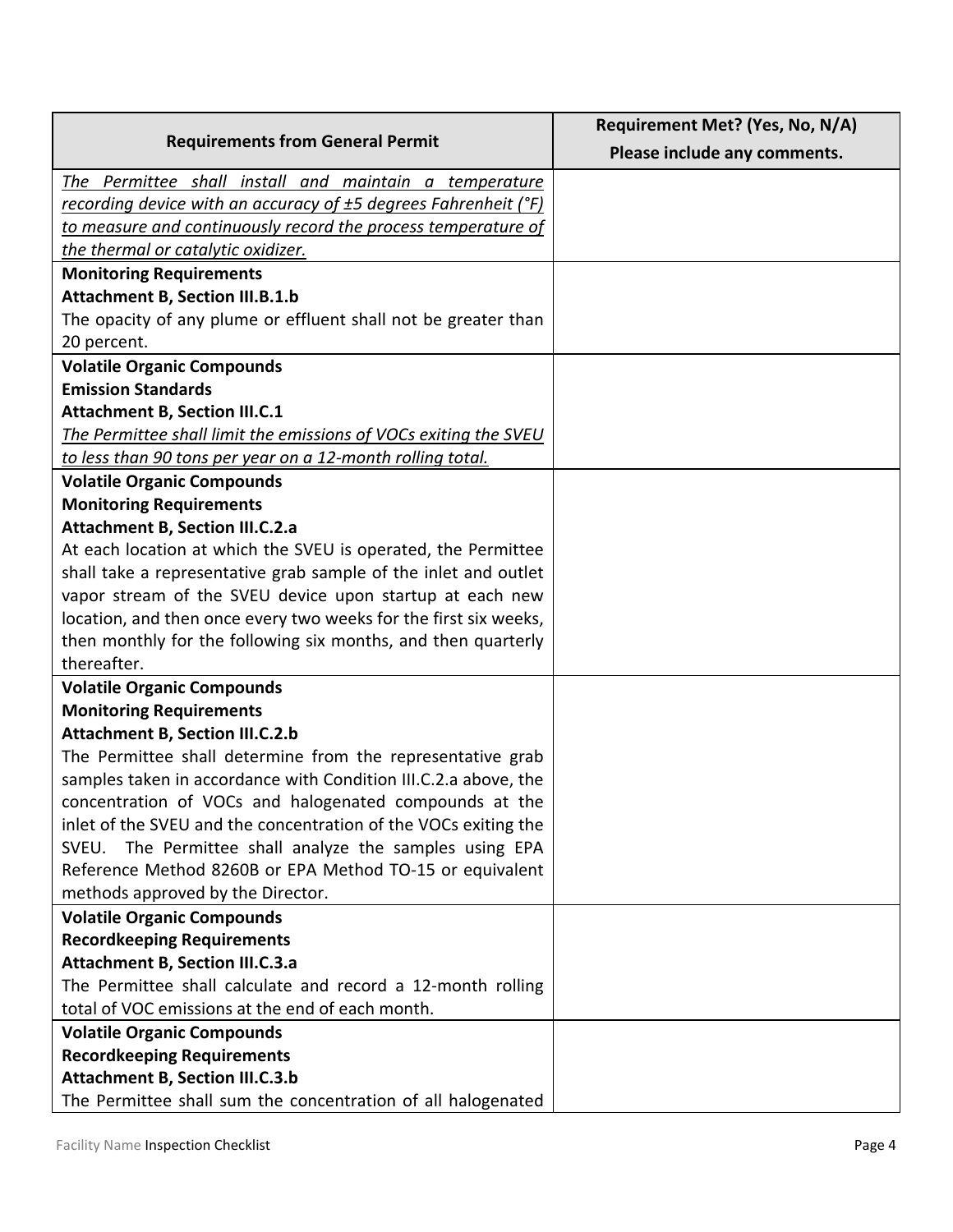| Requirements from General Permit | Requirement Met? (Yes, No, N/A)<br>Please include any comments. |
|---|---|
| *The Permittee shall install and maintain a temperature recording device with an accuracy of ±5 degrees Fahrenheit (°F) to measure and continuously record the process temperature of the thermal or catalytic oxidizer.* | |
| **Monitoring Requirements**<br>**Attachment B, Section III.B.1.b**<br>The opacity of any plume or effluent shall not be greater than 20 percent. | |
| **Volatile Organic Compounds**<br>**Emission Standards**<br>**Attachment B, Section III.C.1**<br>*The Permittee shall limit the emissions of VOCs exiting the SVEU to less than 90 tons per year on a 12-month rolling total.* | |
| **Volatile Organic Compounds**<br>**Monitoring Requirements**<br>**Attachment B, Section III.C.2.a**<br>At each location at which the SVEU is operated, the Permittee shall take a representative grab sample of the inlet and outlet vapor stream of the SVEU device upon startup at each new location, and then once every two weeks for the first six weeks, then monthly for the following six months, and then quarterly thereafter. | |
| **Volatile Organic Compounds**<br>**Monitoring Requirements**<br>**Attachment B, Section III.C.2.b**<br>The Permittee shall determine from the representative grab samples taken in accordance with Condition III.C.2.a above, the concentration of VOCs and halogenated compounds at the inlet of the SVEU and the concentration of the VOCs exiting the SVEU. The Permittee shall analyze the samples using EPA Reference Method 8260B or EPA Method TO-15 or equivalent methods approved by the Director. | |
| **Volatile Organic Compounds**<br>**Recordkeeping Requirements**<br>**Attachment B, Section III.C.3.a**<br>The Permittee shall calculate and record a 12-month rolling total of VOC emissions at the end of each month. | |
| **Volatile Organic Compounds**<br>**Recordkeeping Requirements**<br>**Attachment B, Section III.C.3.b**<br>The Permittee shall sum the concentration of all halogenated | |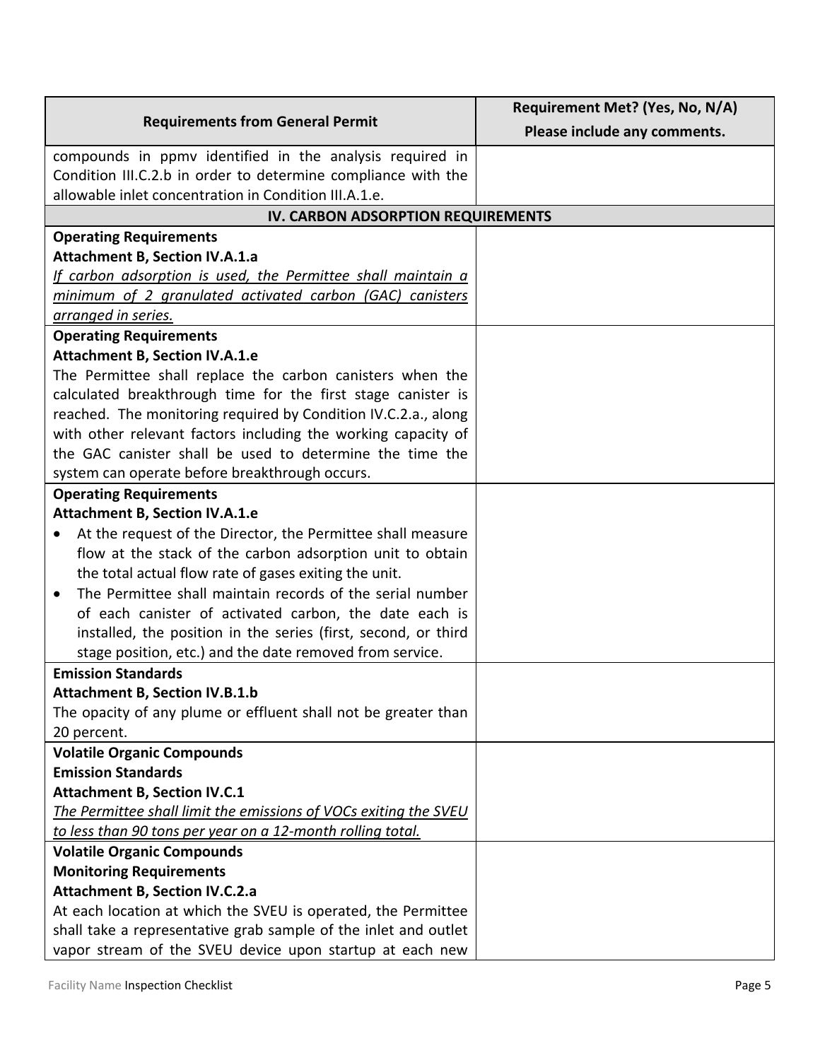| Requirements from General Permit | Requirement Met? (Yes, No, N/A)<br>Please include any comments. |
|---|---|
| compounds in ppmv identified in the analysis required in Condition III.C.2.b in order to determine compliance with the allowable inlet concentration in Condition III.A.1.e. | |
| **IV. CARBON ADSORPTION REQUIREMENTS** | |
| **Operating Requirements**<br>**Attachment B, Section IV.A.1.a**<br>*If carbon adsorption is used, the Permittee shall maintain a minimum of 2 granulated activated carbon (GAC) canisters arranged in series.* | |
| **Operating Requirements**<br>**Attachment B, Section IV.A.1.e**<br>The Permittee shall replace the carbon canisters when the calculated breakthrough time for the first stage canister is reached. The monitoring required by Condition IV.C.2.a., along with other relevant factors including the working capacity of the GAC canister shall be used to determine the time the system can operate before breakthrough occurs. | |
| **Operating Requirements**<br>**Attachment B, Section IV.A.1.e**<br>• At the request of the Director, the Permittee shall measure flow at the stack of the carbon adsorption unit to obtain the total actual flow rate of gases exiting the unit.<br>• The Permittee shall maintain records of the serial number of each canister of activated carbon, the date each is installed, the position in the series (first, second, or third stage position, etc.) and the date removed from service. | |
| **Emission Standards**<br>**Attachment B, Section IV.B.1.b**<br>The opacity of any plume or effluent shall not be greater than 20 percent. | |
| **Volatile Organic Compounds**<br>**Emission Standards**<br>**Attachment B, Section IV.C.1**<br>*The Permittee shall limit the emissions of VOCs exiting the SVEU to less than 90 tons per year on a 12-month rolling total.* | |
| **Volatile Organic Compounds**<br>**Monitoring Requirements**<br>**Attachment B, Section IV.C.2.a**<br>At each location at which the SVEU is operated, the Permittee shall take a representative grab sample of the inlet and outlet vapor stream of the SVEU device upon startup at each new | |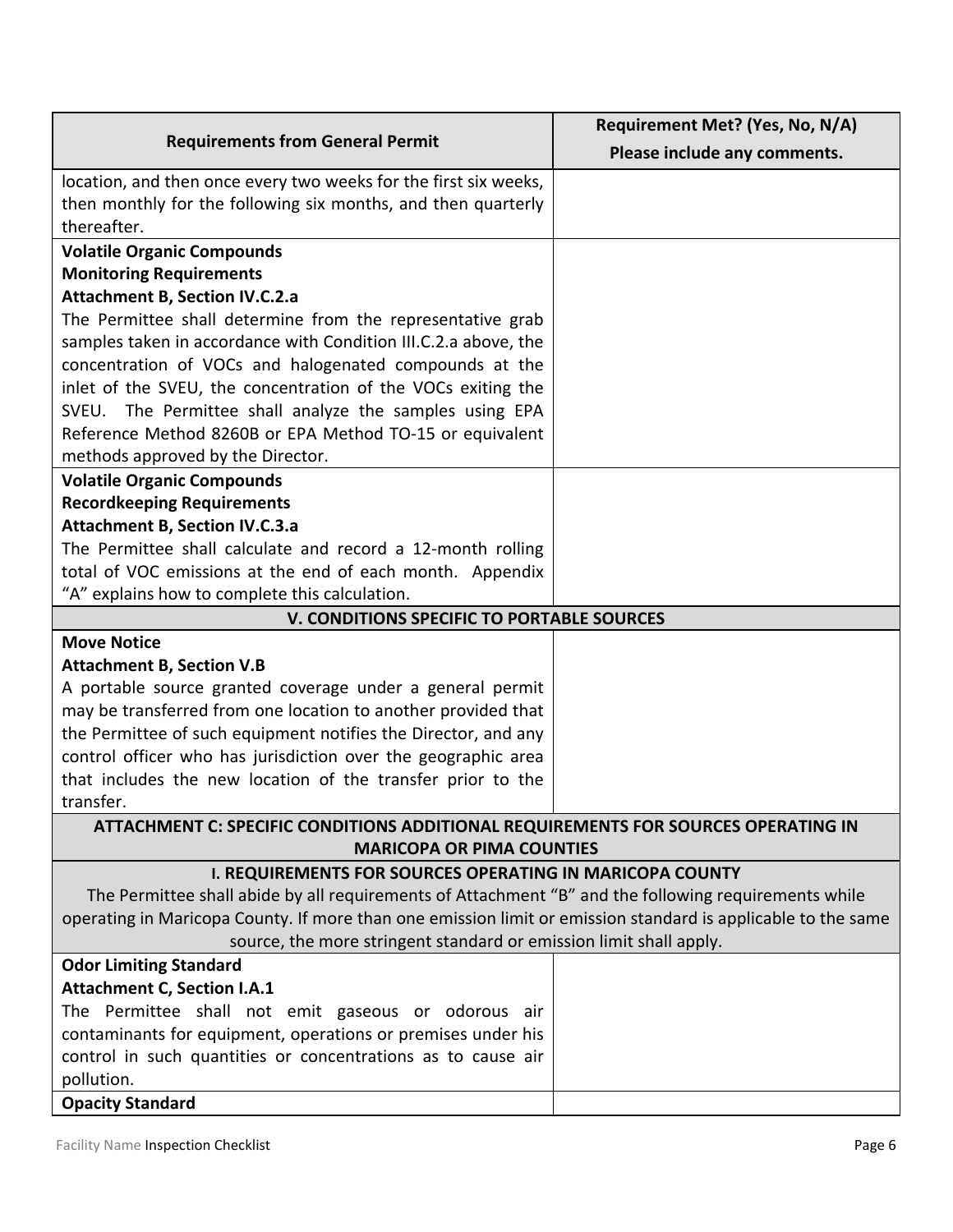| Requirements from General Permit | Requirement Met? (Yes, No, N/A) Please include any comments. |
|---|---|
| location, and then once every two weeks for the first six weeks, then monthly for the following six months, and then quarterly thereafter. | |
| **Volatile Organic Compounds**<br>**Monitoring Requirements**<br>**Attachment B, Section IV.C.2.a**<br>The Permittee shall determine from the representative grab samples taken in accordance with Condition III.C.2.a above, the concentration of VOCs and halogenated compounds at the inlet of the SVEU, the concentration of the VOCs exiting the SVEU. The Permittee shall analyze the samples using EPA Reference Method 8260B or EPA Method TO-15 or equivalent methods approved by the Director. | |
| **Volatile Organic Compounds**<br>**Recordkeeping Requirements**<br>**Attachment B, Section IV.C.3.a**<br>The Permittee shall calculate and record a 12-month rolling total of VOC emissions at the end of each month. Appendix "A" explains how to complete this calculation. | |
| **V. CONDITIONS SPECIFIC TO PORTABLE SOURCES** | |
| **Move Notice**<br>**Attachment B, Section V.B**<br>A portable source granted coverage under a general permit may be transferred from one location to another provided that the Permittee of such equipment notifies the Director, and any control officer who has jurisdiction over the geographic area that includes the new location of the transfer prior to the transfer. | |
| **ATTACHMENT C: SPECIFIC CONDITIONS ADDITIONAL REQUIREMENTS FOR SOURCES OPERATING IN MARICOPA OR PIMA COUNTIES** | |
| **I. REQUIREMENTS FOR SOURCES OPERATING IN MARICOPA COUNTY**<br>The Permittee shall abide by all requirements of Attachment "B" and the following requirements while operating in Maricopa County. If more than one emission limit or emission standard is applicable to the same source, the more stringent standard or emission limit shall apply. | |
| **Odor Limiting Standard**<br>**Attachment C, Section I.A.1**<br>The Permittee shall not emit gaseous or odorous air contaminants for equipment, operations or premises under his control in such quantities or concentrations as to cause air pollution. | |
| **Opacity Standard** | |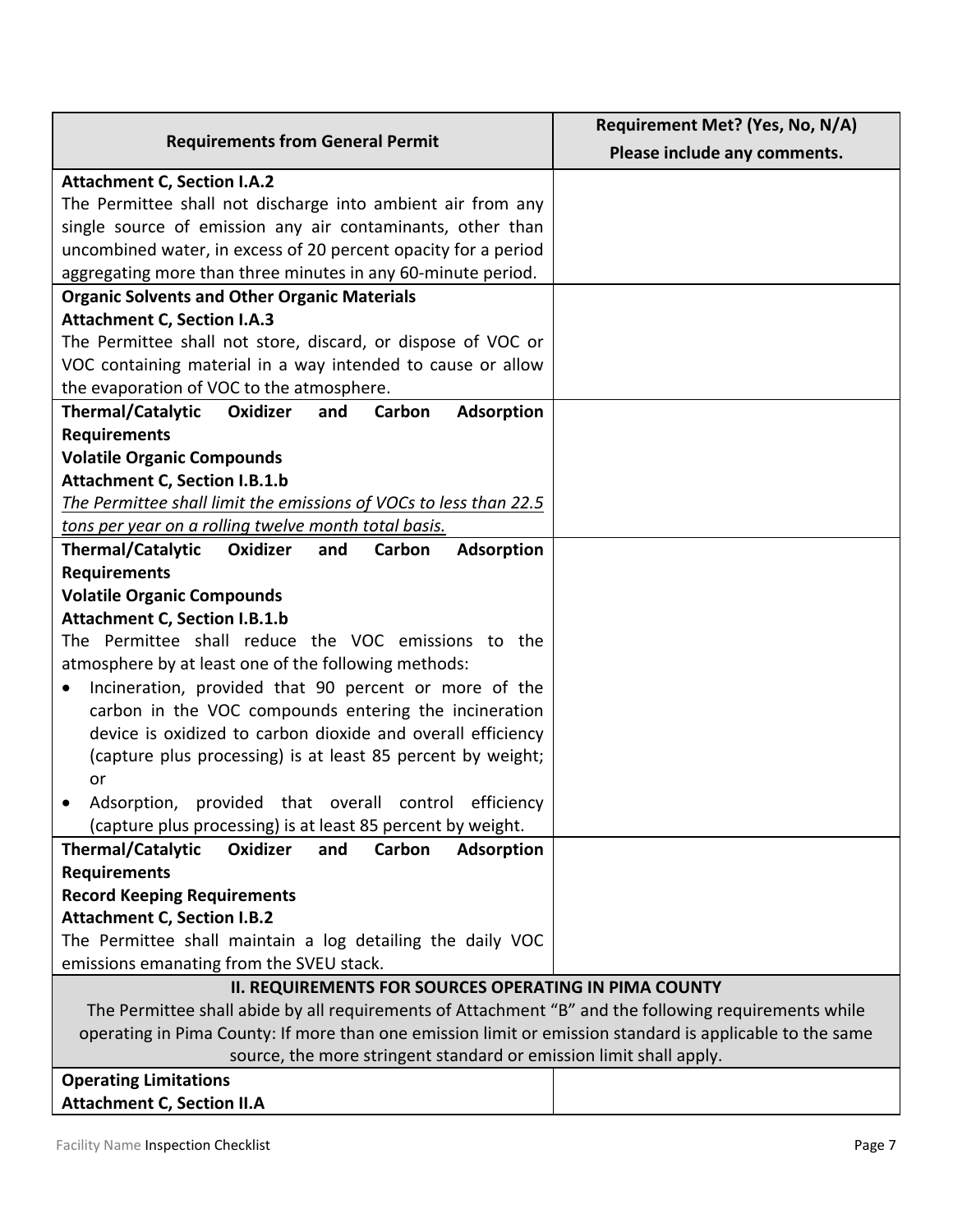| Requirements from General Permit | Requirement Met? (Yes, No, N/A) Please include any comments. |
|---|---|
| **Attachment C, Section I.A.2**<br>The Permittee shall not discharge into ambient air from any single source of emission any air contaminants, other than uncombined water, in excess of 20 percent opacity for a period aggregating more than three minutes in any 60-minute period. | |
| **Organic Solvents and Other Organic Materials**<br>**Attachment C, Section I.A.3**<br>The Permittee shall not store, discard, or dispose of VOC or VOC containing material in a way intended to cause or allow the evaporation of VOC to the atmosphere. | |
| **Thermal/Catalytic Oxidizer and Carbon Adsorption Requirements**<br>**Volatile Organic Compounds**<br>**Attachment C, Section I.B.1.b**<br>*The Permittee shall limit the emissions of VOCs to less than 22.5 tons per year on a rolling twelve month total basis.* | |
| **Thermal/Catalytic Oxidizer and Carbon Adsorption Requirements**<br>**Volatile Organic Compounds**<br>**Attachment C, Section I.B.1.b**<br>The Permittee shall reduce the VOC emissions to the atmosphere by at least one of the following methods:<br>• Incineration, provided that 90 percent or more of the carbon in the VOC compounds entering the incineration device is oxidized to carbon dioxide and overall efficiency (capture plus processing) is at least 85 percent by weight; or<br>• Adsorption, provided that overall control efficiency (capture plus processing) is at least 85 percent by weight. | |
| **Thermal/Catalytic Oxidizer and Carbon Adsorption Requirements**<br>**Record Keeping Requirements**<br>**Attachment C, Section I.B.2**<br>The Permittee shall maintain a log detailing the daily VOC emissions emanating from the SVEU stack. | |
| **II. REQUIREMENTS FOR SOURCES OPERATING IN PIMA COUNTY**<br>The Permittee shall abide by all requirements of Attachment "B" and the following requirements while operating in Pima County: If more than one emission limit or emission standard is applicable to the same source, the more stringent standard or emission limit shall apply. | |
| **Operating Limitations**<br>**Attachment C, Section II.A** | |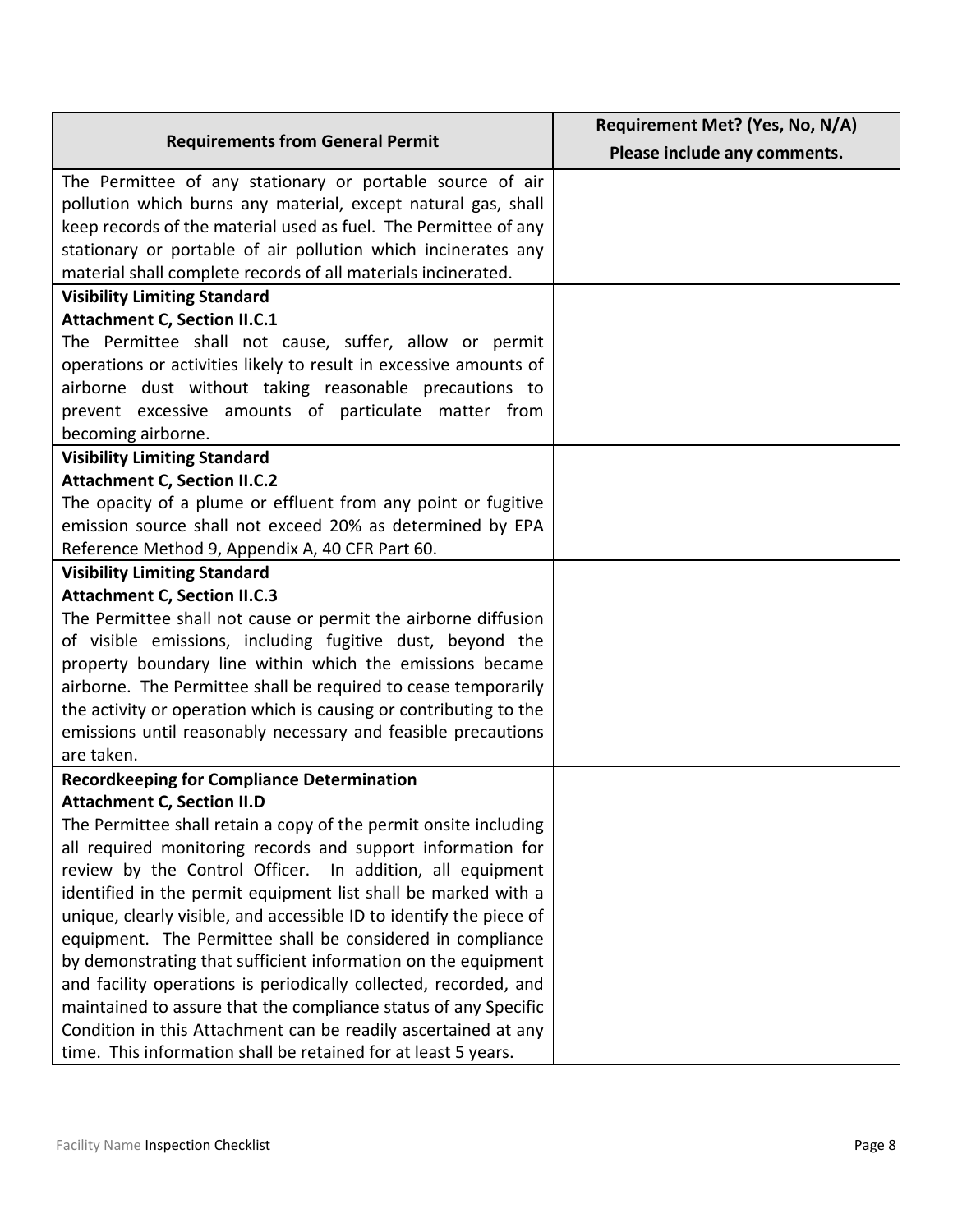| Requirements from General Permit | Requirement Met? (Yes, No, N/A) Please include any comments. |
|---|---|
| The Permittee of any stationary or portable source of air pollution which burns any material, except natural gas, shall keep records of the material used as fuel. The Permittee of any stationary or portable of air pollution which incinerates any material shall complete records of all materials incinerated. | |
| **Visibility Limiting Standard** **Attachment C, Section II.C.1** The Permittee shall not cause, suffer, allow or permit operations or activities likely to result in excessive amounts of airborne dust without taking reasonable precautions to prevent excessive amounts of particulate matter from becoming airborne. | |
| **Visibility Limiting Standard** **Attachment C, Section II.C.2** The opacity of a plume or effluent from any point or fugitive emission source shall not exceed 20% as determined by EPA Reference Method 9, Appendix A, 40 CFR Part 60. | |
| **Visibility Limiting Standard** **Attachment C, Section II.C.3** The Permittee shall not cause or permit the airborne diffusion of visible emissions, including fugitive dust, beyond the property boundary line within which the emissions became airborne. The Permittee shall be required to cease temporarily the activity or operation which is causing or contributing to the emissions until reasonably necessary and feasible precautions are taken. | |
| **Recordkeeping for Compliance Determination** **Attachment C, Section II.D** The Permittee shall retain a copy of the permit onsite including all required monitoring records and support information for review by the Control Officer. In addition, all equipment identified in the permit equipment list shall be marked with a unique, clearly visible, and accessible ID to identify the piece of equipment. The Permittee shall be considered in compliance by demonstrating that sufficient information on the equipment and facility operations is periodically collected, recorded, and maintained to assure that the compliance status of any Specific Condition in this Attachment can be readily ascertained at any time. This information shall be retained for at least 5 years. | |